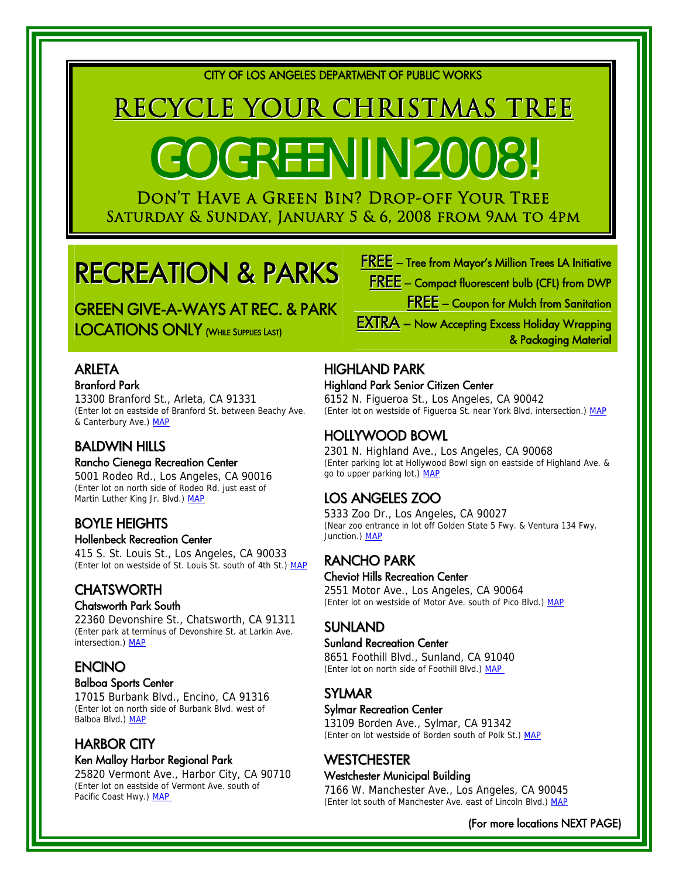CITY OF LOS ANGELES DEPARTMENT OF PUBLIC WORKS

# RECYCLE YOUR CHRISTMAS TREE

# GO GREEN IN 2008!

## Don't Have a Green Bin? Drop-off Your Tree

### Saturday & Sunday, January 5 & 6, 2008 from 9am to 4pm

# RECREATION & PARKS

## GREEN GIVE-A-WAYS AT REC. & PARK LOCATIONS ONLY (While Supplies Last)

**FREE** – Tree from Mayor's Million Trees LA Initiative

**FREE** – Compact fluorescent bulb (CFL) from DWP

**FREE** – Coupon for Mulch from Sanitation

**EXTRA** – Now Accepting Excess Holiday Wrapping & Packaging Material

## ARLETA

### Branford Park

13300 Branford St., Arleta, CA 91331
(Enter lot on eastside of Branford St. between Beachy Ave. & Canterbury Ave.) MAP

## BALDWIN HILLS

### Rancho Cienega Recreation Center

5001 Rodeo Rd., Los Angeles, CA 90016
(Enter lot on north side of Rodeo Rd. just east of Martin Luther King Jr. Blvd.) MAP

## BOYLE HEIGHTS

### Hollenbeck Recreation Center

415 S. St. Louis St., Los Angeles, CA 90033
(Enter lot on westside of St. Louis St. south of 4th St.) MAP

## CHATSWORTH

### Chatsworth Park South

22360 Devonshire St., Chatsworth, CA 91311
(Enter park at terminus of Devonshire St. at Larkin Ave. intersection.) MAP

## ENCINO

### Balboa Sports Center

17015 Burbank Blvd., Encino, CA 91316
(Enter lot on north side of Burbank Blvd. west of Balboa Blvd.) MAP

## HARBOR CITY

### Ken Malloy Harbor Regional Park

25820 Vermont Ave., Harbor City, CA 90710
(Enter lot on eastside of Vermont Ave. south of Pacific Coast Hwy.) MAP

## HIGHLAND PARK

### Highland Park Senior Citizen Center

6152 N. Figueroa St., Los Angeles, CA 90042
(Enter lot on westside of Figueroa St. near York Blvd. intersection.) MAP

## HOLLYWOOD BOWL

2301 N. Highland Ave., Los Angeles, CA 90068
(Enter parking lot at Hollywood Bowl sign on eastside of Highland Ave. & go to upper parking lot.) MAP

## LOS ANGELES ZOO

5333 Zoo Dr., Los Angeles, CA 90027
(Near zoo entrance in lot off Golden State 5 Fwy. & Ventura 134 Fwy. Junction.) MAP

## RANCHO PARK

### Cheviot Hills Recreation Center

2551 Motor Ave., Los Angeles, CA 90064
(Enter lot on westside of Motor Ave. south of Pico Blvd.) MAP

## SUNLAND

### Sunland Recreation Center

8651 Foothill Blvd., Sunland, CA 91040
(Enter lot on north side of Foothill Blvd.) MAP

## SYLMAR

### Sylmar Recreation Center

13109 Borden Ave., Sylmar, CA 91342
(Enter on lot westside of Borden south of Polk St.) MAP

## WESTCHESTER

### Westchester Municipal Building

7166 W. Manchester Ave., Los Angeles, CA 90045
(Enter lot south of Manchester Ave. east of Lincoln Blvd.) MAP

(For more locations NEXT PAGE)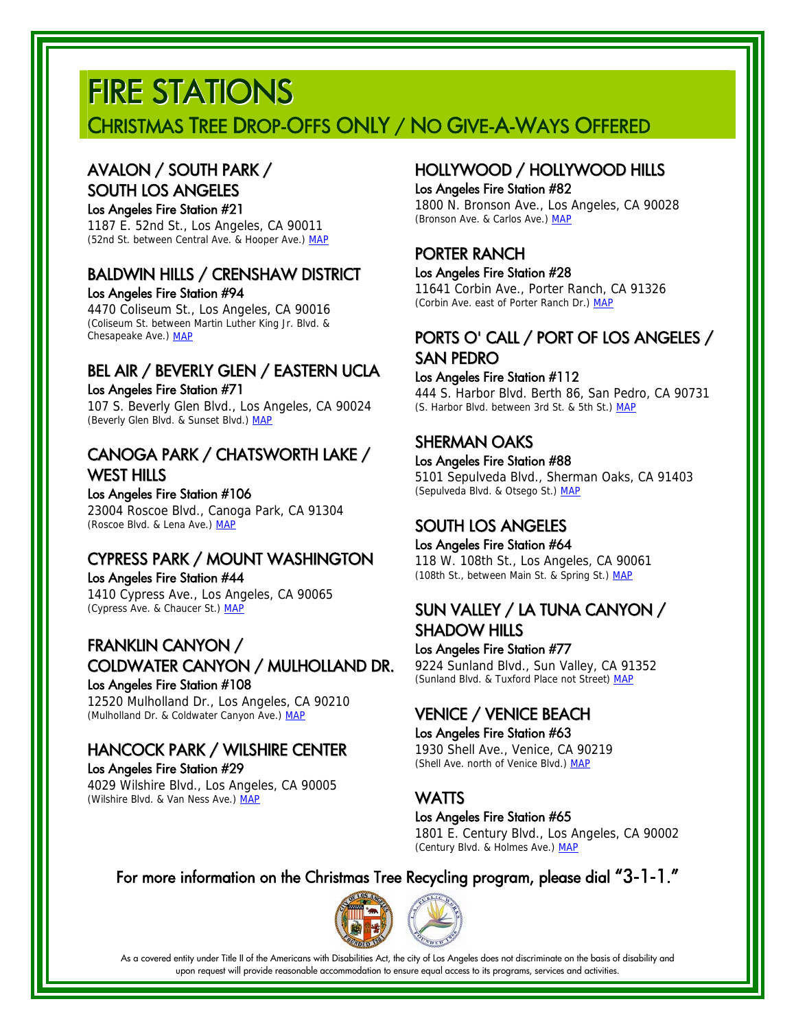# FIRE STATIONS

## CHRISTMAS TREE DROP-OFFS ONLY / NO GIVE-A-WAYS OFFERED

### AVALON / SOUTH PARK / SOUTH LOS ANGELES

**Los Angeles Fire Station #21**
1187 E. 52nd St., Los Angeles, CA 90011
(52nd St. between Central Ave. & Hooper Ave.) MAP

### BALDWIN HILLS / CRENSHAW DISTRICT

**Los Angeles Fire Station #94**
4470 Coliseum St., Los Angeles, CA 90016
(Coliseum St. between Martin Luther King Jr. Blvd. & Chesapeake Ave.) MAP

### BEL AIR / BEVERLY GLEN / EASTERN UCLA

**Los Angeles Fire Station #71**
107 S. Beverly Glen Blvd., Los Angeles, CA 90024
(Beverly Glen Blvd. & Sunset Blvd.) MAP

### CANOGA PARK / CHATSWORTH LAKE / WEST HILLS

**Los Angeles Fire Station #106**
23004 Roscoe Blvd., Canoga Park, CA 91304
(Roscoe Blvd. & Lena Ave.) MAP

### CYPRESS PARK / MOUNT WASHINGTON

**Los Angeles Fire Station #44**
1410 Cypress Ave., Los Angeles, CA 90065
(Cypress Ave. & Chaucer St.) MAP

### FRANKLIN CANYON / COLDWATER CANYON / MULHOLLAND DR.

**Los Angeles Fire Station #108**
12520 Mulholland Dr., Los Angeles, CA 90210
(Mulholland Dr. & Coldwater Canyon Ave.) MAP

### HANCOCK PARK / WILSHIRE CENTER

**Los Angeles Fire Station #29**
4029 Wilshire Blvd., Los Angeles, CA 90005
(Wilshire Blvd. & Van Ness Ave.) MAP

### HOLLYWOOD / HOLLYWOOD HILLS

**Los Angeles Fire Station #82**
1800 N. Bronson Ave., Los Angeles, CA 90028
(Bronson Ave. & Carlos Ave.) MAP

### PORTER RANCH

**Los Angeles Fire Station #28**
11641 Corbin Ave., Porter Ranch, CA 91326
(Corbin Ave. east of Porter Ranch Dr.) MAP

### PORTS O' CALL / PORT OF LOS ANGELES / SAN PEDRO

**Los Angeles Fire Station #112**
444 S. Harbor Blvd. Berth 86, San Pedro, CA 90731
(S. Harbor Blvd. between 3rd St. & 5th St.) MAP

### SHERMAN OAKS

**Los Angeles Fire Station #88**
5101 Sepulveda Blvd., Sherman Oaks, CA 91403
(Sepulveda Blvd. & Otsego St.) MAP

### SOUTH LOS ANGELES

**Los Angeles Fire Station #64**
118 W. 108th St., Los Angeles, CA 90061
(108th St., between Main St. & Spring St.) MAP

### SUN VALLEY / LA TUNA CANYON / SHADOW HILLS

**Los Angeles Fire Station #77**
9224 Sunland Blvd., Sun Valley, CA 91352
(Sunland Blvd. & Tuxford Place not Street) MAP

### VENICE / VENICE BEACH

**Los Angeles Fire Station #63**
1930 Shell Ave., Venice, CA 90219
(Shell Ave. north of Venice Blvd.) MAP

### WATTS

**Los Angeles Fire Station #65**
1801 E. Century Blvd., Los Angeles, CA 90002
(Century Blvd. & Holmes Ave.) MAP

**For more information on the Christmas Tree Recycling program, please dial "3-1-1."**

As a covered entity under Title II of the Americans with Disabilities Act, the city of Los Angeles does not discriminate on the basis of disability and upon request will provide reasonable accommodation to ensure equal access to its programs, services and activities.